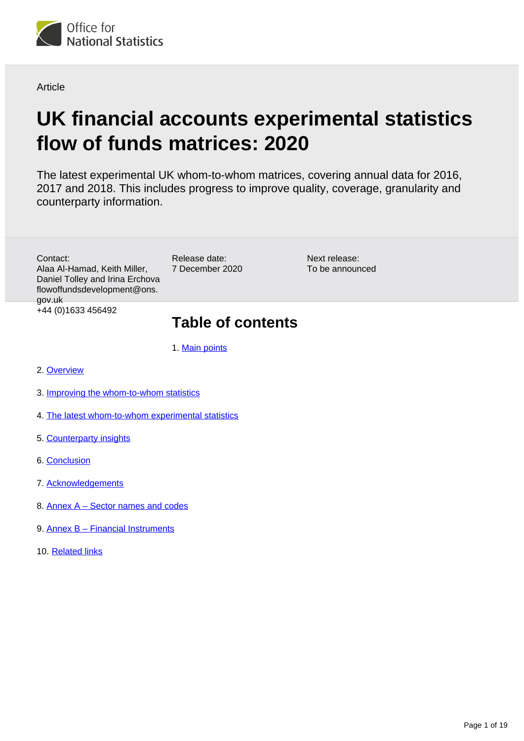Article

# UK financial accounts experimental statistics flow of funds matrices: 2020

The latest experimental UK whom-to-whom matrices, covering annual data for 2016, 2017 and 2018. This includes progress to improve quality, coverage, granularity and counterparty information.

Contact:
Alaa Al-Hamad, Keith Miller, Daniel Tolley and Irina Erchova
flowoffundsdevelopment@ons.gov.uk
+44 (0)1633 456492

Release date:
7 December 2020

Next release:
To be announced

## Table of contents

1. Main points
2. Overview
3. Improving the whom-to-whom statistics
4. The latest whom-to-whom experimental statistics
5. Counterparty insights
6. Conclusion
7. Acknowledgements
8. Annex A – Sector names and codes
9. Annex B – Financial Instruments
10. Related links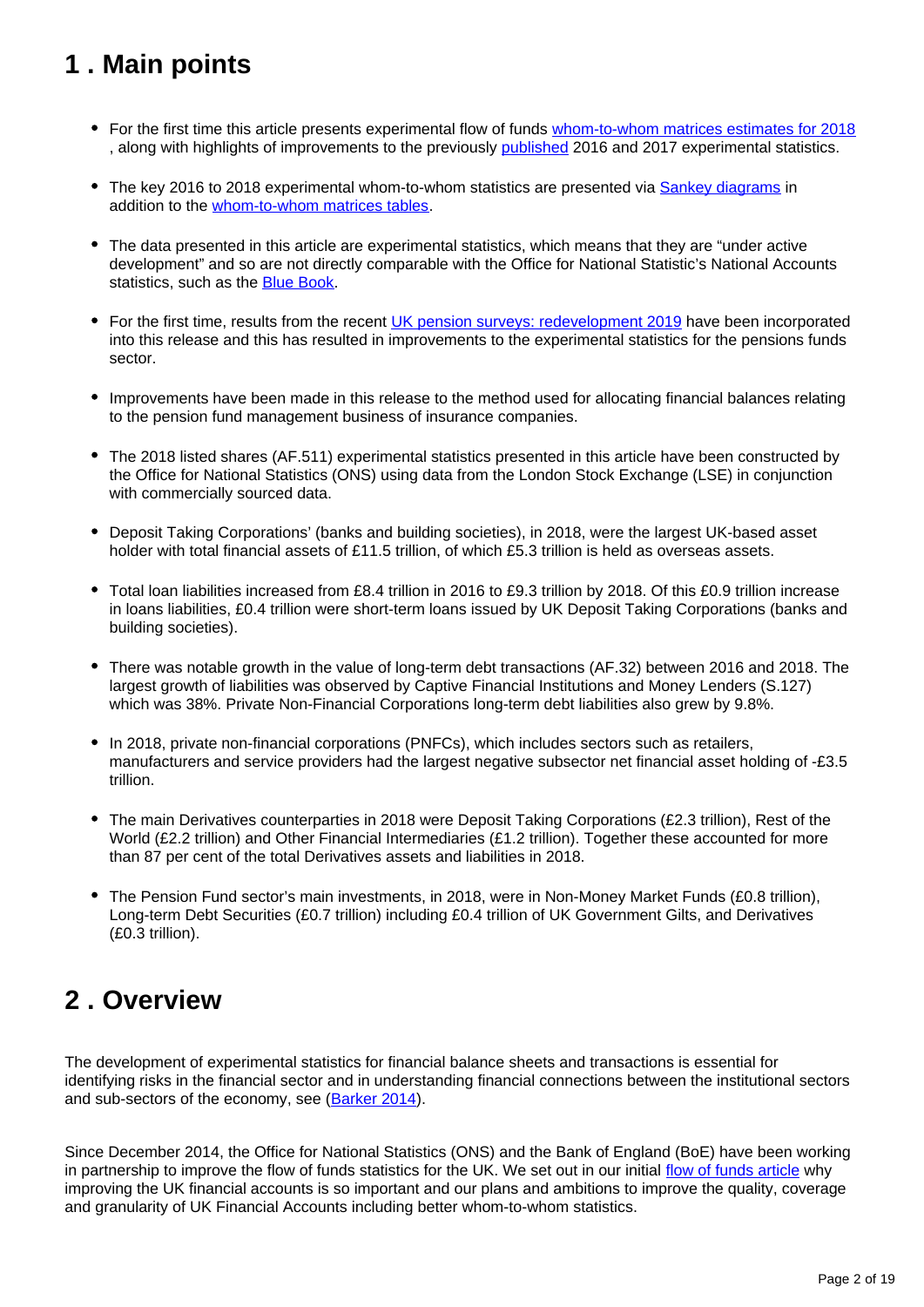## 1 . Main points

- For the first time this article presents experimental flow of funds [whom-to-whom matrices estimates for 2018](#) , along with highlights of improvements to the previously [published](#) 2016 and 2017 experimental statistics.
- The key 2016 to 2018 experimental whom-to-whom statistics are presented via [Sankey diagrams](#) in addition to the [whom-to-whom matrices tables](#).
- The data presented in this article are experimental statistics, which means that they are "under active development" and so are not directly comparable with the Office for National Statistic's National Accounts statistics, such as the [Blue Book](#).
- For the first time, results from the recent [UK pension surveys: redevelopment 2019](#) have been incorporated into this release and this has resulted in improvements to the experimental statistics for the pensions funds sector.
- Improvements have been made in this release to the method used for allocating financial balances relating to the pension fund management business of insurance companies.
- The 2018 listed shares (AF.511) experimental statistics presented in this article have been constructed by the Office for National Statistics (ONS) using data from the London Stock Exchange (LSE) in conjunction with commercially sourced data.
- Deposit Taking Corporations' (banks and building societies), in 2018, were the largest UK-based asset holder with total financial assets of £11.5 trillion, of which £5.3 trillion is held as overseas assets.
- Total loan liabilities increased from £8.4 trillion in 2016 to £9.3 trillion by 2018. Of this £0.9 trillion increase in loans liabilities, £0.4 trillion were short-term loans issued by UK Deposit Taking Corporations (banks and building societies).
- There was notable growth in the value of long-term debt transactions (AF.32) between 2016 and 2018. The largest growth of liabilities was observed by Captive Financial Institutions and Money Lenders (S.127) which was 38%. Private Non-Financial Corporations long-term debt liabilities also grew by 9.8%.
- In 2018, private non-financial corporations (PNFCs), which includes sectors such as retailers, manufacturers and service providers had the largest negative subsector net financial asset holding of -£3.5 trillion.
- The main Derivatives counterparties in 2018 were Deposit Taking Corporations (£2.3 trillion), Rest of the World (£2.2 trillion) and Other Financial Intermediaries (£1.2 trillion). Together these accounted for more than 87 per cent of the total Derivatives assets and liabilities in 2018.
- The Pension Fund sector's main investments, in 2018, were in Non-Money Market Funds (£0.8 trillion), Long-term Debt Securities (£0.7 trillion) including £0.4 trillion of UK Government Gilts, and Derivatives (£0.3 trillion).

## 2 . Overview

The development of experimental statistics for financial balance sheets and transactions is essential for identifying risks in the financial sector and in understanding financial connections between the institutional sectors and sub-sectors of the economy, see ([Barker 2014](#)).

Since December 2014, the Office for National Statistics (ONS) and the Bank of England (BoE) have been working in partnership to improve the flow of funds statistics for the UK. We set out in our initial [flow of funds article](#) why improving the UK financial accounts is so important and our plans and ambitions to improve the quality, coverage and granularity of UK Financial Accounts including better whom-to-whom statistics.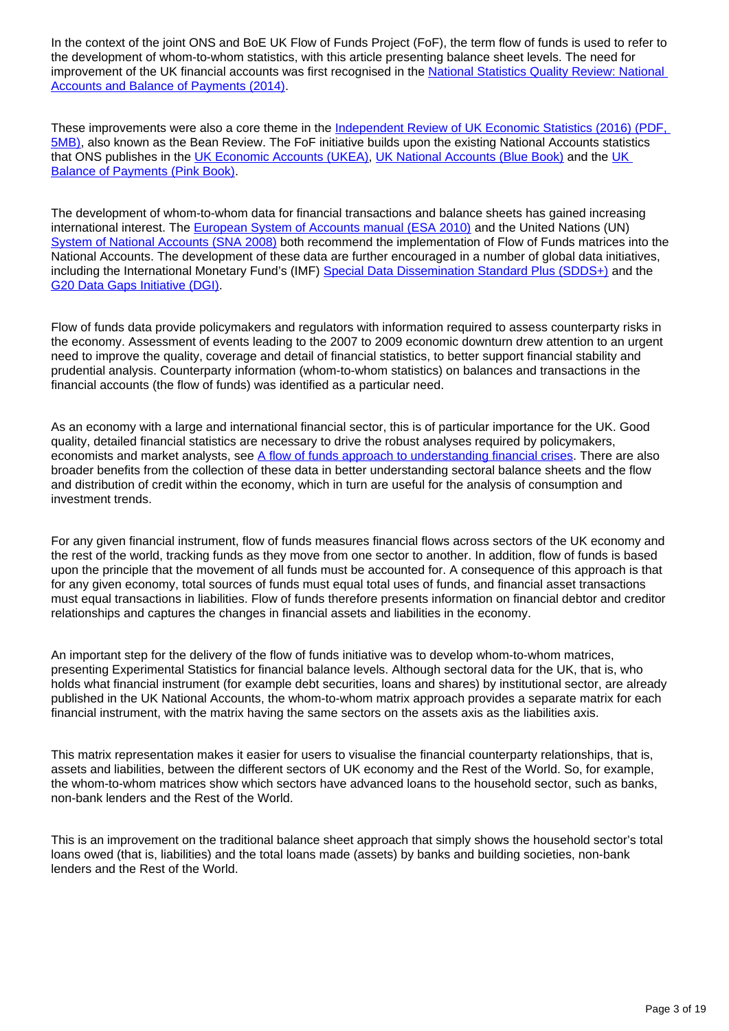In the context of the joint ONS and BoE UK Flow of Funds Project (FoF), the term flow of funds is used to refer to the development of whom-to-whom statistics, with this article presenting balance sheet levels. The need for improvement of the UK financial accounts was first recognised in the [National Statistics Quality Review: National Accounts and Balance of Payments (2014)](#).

These improvements were also a core theme in the [Independent Review of UK Economic Statistics (2016) (PDF, 5MB)](#), also known as the Bean Review. The FoF initiative builds upon the existing National Accounts statistics that ONS publishes in the [UK Economic Accounts (UKEA)](#), [UK National Accounts (Blue Book)](#) and the [UK Balance of Payments (Pink Book)](#).

The development of whom-to-whom data for financial transactions and balance sheets has gained increasing international interest. The [European System of Accounts manual (ESA 2010)](#) and the United Nations (UN) [System of National Accounts (SNA 2008)](#) both recommend the implementation of Flow of Funds matrices into the National Accounts. The development of these data are further encouraged in a number of global data initiatives, including the International Monetary Fund's (IMF) [Special Data Dissemination Standard Plus (SDDS+)](#) and the [G20 Data Gaps Initiative (DGI)](#).

Flow of funds data provide policymakers and regulators with information required to assess counterparty risks in the economy. Assessment of events leading to the 2007 to 2009 economic downturn drew attention to an urgent need to improve the quality, coverage and detail of financial statistics, to better support financial stability and prudential analysis. Counterparty information (whom-to-whom statistics) on balances and transactions in the financial accounts (the flow of funds) was identified as a particular need.

As an economy with a large and international financial sector, this is of particular importance for the UK. Good quality, detailed financial statistics are necessary to drive the robust analyses required by policymakers, economists and market analysts, see [A flow of funds approach to understanding financial crises](#). There are also broader benefits from the collection of these data in better understanding sectoral balance sheets and the flow and distribution of credit within the economy, which in turn are useful for the analysis of consumption and investment trends.

For any given financial instrument, flow of funds measures financial flows across sectors of the UK economy and the rest of the world, tracking funds as they move from one sector to another. In addition, flow of funds is based upon the principle that the movement of all funds must be accounted for. A consequence of this approach is that for any given economy, total sources of funds must equal total uses of funds, and financial asset transactions must equal transactions in liabilities. Flow of funds therefore presents information on financial debtor and creditor relationships and captures the changes in financial assets and liabilities in the economy.

An important step for the delivery of the flow of funds initiative was to develop whom-to-whom matrices, presenting Experimental Statistics for financial balance levels. Although sectoral data for the UK, that is, who holds what financial instrument (for example debt securities, loans and shares) by institutional sector, are already published in the UK National Accounts, the whom-to-whom matrix approach provides a separate matrix for each financial instrument, with the matrix having the same sectors on the assets axis as the liabilities axis.

This matrix representation makes it easier for users to visualise the financial counterparty relationships, that is, assets and liabilities, between the different sectors of UK economy and the Rest of the World. So, for example, the whom-to-whom matrices show which sectors have advanced loans to the household sector, such as banks, non-bank lenders and the Rest of the World.

This is an improvement on the traditional balance sheet approach that simply shows the household sector's total loans owed (that is, liabilities) and the total loans made (assets) by banks and building societies, non-bank lenders and the Rest of the World.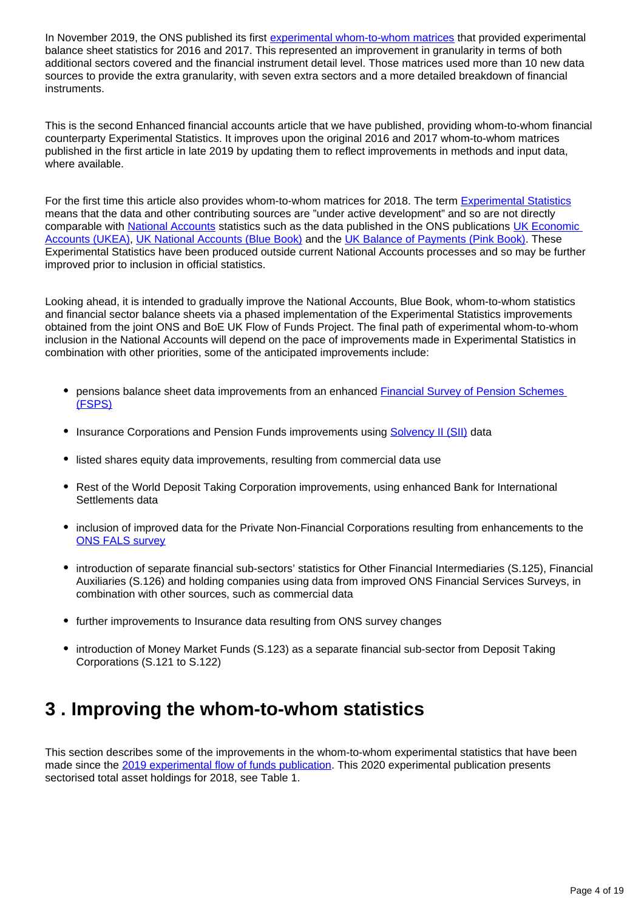In November 2019, the ONS published its first experimental whom-to-whom matrices that provided experimental balance sheet statistics for 2016 and 2017. This represented an improvement in granularity in terms of both additional sectors covered and the financial instrument detail level. Those matrices used more than 10 new data sources to provide the extra granularity, with seven extra sectors and a more detailed breakdown of financial instruments.

This is the second Enhanced financial accounts article that we have published, providing whom-to-whom financial counterparty Experimental Statistics. It improves upon the original 2016 and 2017 whom-to-whom matrices published in the first article in late 2019 by updating them to reflect improvements in methods and input data, where available.

For the first time this article also provides whom-to-whom matrices for 2018. The term Experimental Statistics means that the data and other contributing sources are "under active development" and so are not directly comparable with National Accounts statistics such as the data published in the ONS publications UK Economic Accounts (UKEA), UK National Accounts (Blue Book) and the UK Balance of Payments (Pink Book). These Experimental Statistics have been produced outside current National Accounts processes and so may be further improved prior to inclusion in official statistics.

Looking ahead, it is intended to gradually improve the National Accounts, Blue Book, whom-to-whom statistics and financial sector balance sheets via a phased implementation of the Experimental Statistics improvements obtained from the joint ONS and BoE UK Flow of Funds Project. The final path of experimental whom-to-whom inclusion in the National Accounts will depend on the pace of improvements made in Experimental Statistics in combination with other priorities, some of the anticipated improvements include:

- pensions balance sheet data improvements from an enhanced Financial Survey of Pension Schemes (FSPS)
- Insurance Corporations and Pension Funds improvements using Solvency II (SII) data
- listed shares equity data improvements, resulting from commercial data use
- Rest of the World Deposit Taking Corporation improvements, using enhanced Bank for International Settlements data
- inclusion of improved data for the Private Non-Financial Corporations resulting from enhancements to the ONS FALS survey
- introduction of separate financial sub-sectors' statistics for Other Financial Intermediaries (S.125), Financial Auxiliaries (S.126) and holding companies using data from improved ONS Financial Services Surveys, in combination with other sources, such as commercial data
- further improvements to Insurance data resulting from ONS survey changes
- introduction of Money Market Funds (S.123) as a separate financial sub-sector from Deposit Taking Corporations (S.121 to S.122)

# 3 . Improving the whom-to-whom statistics

This section describes some of the improvements in the whom-to-whom experimental statistics that have been made since the 2019 experimental flow of funds publication. This 2020 experimental publication presents sectorised total asset holdings for 2018, see Table 1.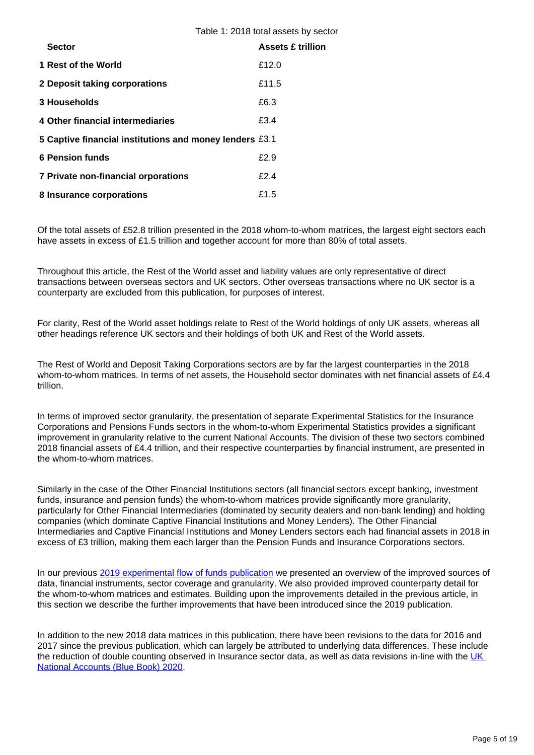Table 1: 2018 total assets by sector

| Sector | Assets £ trillion |
|---|---|
| **1 Rest of the World** | £12.0 |
| **2 Deposit taking corporations** | £11.5 |
| **3 Households** | £6.3 |
| **4 Other financial intermediaries** | £3.4 |
| **5 Captive financial institutions and money lenders** | £3.1 |
| **6 Pension funds** | £2.9 |
| **7 Private non-financial orporations** | £2.4 |
| **8 Insurance corporations** | £1.5 |

Of the total assets of £52.8 trillion presented in the 2018 whom-to-whom matrices, the largest eight sectors each have assets in excess of £1.5 trillion and together account for more than 80% of total assets.

Throughout this article, the Rest of the World asset and liability values are only representative of direct transactions between overseas sectors and UK sectors. Other overseas transactions where no UK sector is a counterparty are excluded from this publication, for purposes of interest.

For clarity, Rest of the World asset holdings relate to Rest of the World holdings of only UK assets, whereas all other headings reference UK sectors and their holdings of both UK and Rest of the World assets.

The Rest of World and Deposit Taking Corporations sectors are by far the largest counterparties in the 2018 whom-to-whom matrices. In terms of net assets, the Household sector dominates with net financial assets of £4.4 trillion.

In terms of improved sector granularity, the presentation of separate Experimental Statistics for the Insurance Corporations and Pensions Funds sectors in the whom-to-whom Experimental Statistics provides a significant improvement in granularity relative to the current National Accounts. The division of these two sectors combined 2018 financial assets of £4.4 trillion, and their respective counterparties by financial instrument, are presented in the whom-to-whom matrices.

Similarly in the case of the Other Financial Institutions sectors (all financial sectors except banking, investment funds, insurance and pension funds) the whom-to-whom matrices provide significantly more granularity, particularly for Other Financial Intermediaries (dominated by security dealers and non-bank lending) and holding companies (which dominate Captive Financial Institutions and Money Lenders). The Other Financial Intermediaries and Captive Financial Institutions and Money Lenders sectors each had financial assets in 2018 in excess of £3 trillion, making them each larger than the Pension Funds and Insurance Corporations sectors.

In our previous [2019 experimental flow of funds publication] we presented an overview of the improved sources of data, financial instruments, sector coverage and granularity. We also provided improved counterparty detail for the whom-to-whom matrices and estimates. Building upon the improvements detailed in the previous article, in this section we describe the further improvements that have been introduced since the 2019 publication.

In addition to the new 2018 data matrices in this publication, there have been revisions to the data for 2016 and 2017 since the previous publication, which can largely be attributed to underlying data differences. These include the reduction of double counting observed in Insurance sector data, as well as data revisions in-line with the [UK National Accounts (Blue Book) 2020].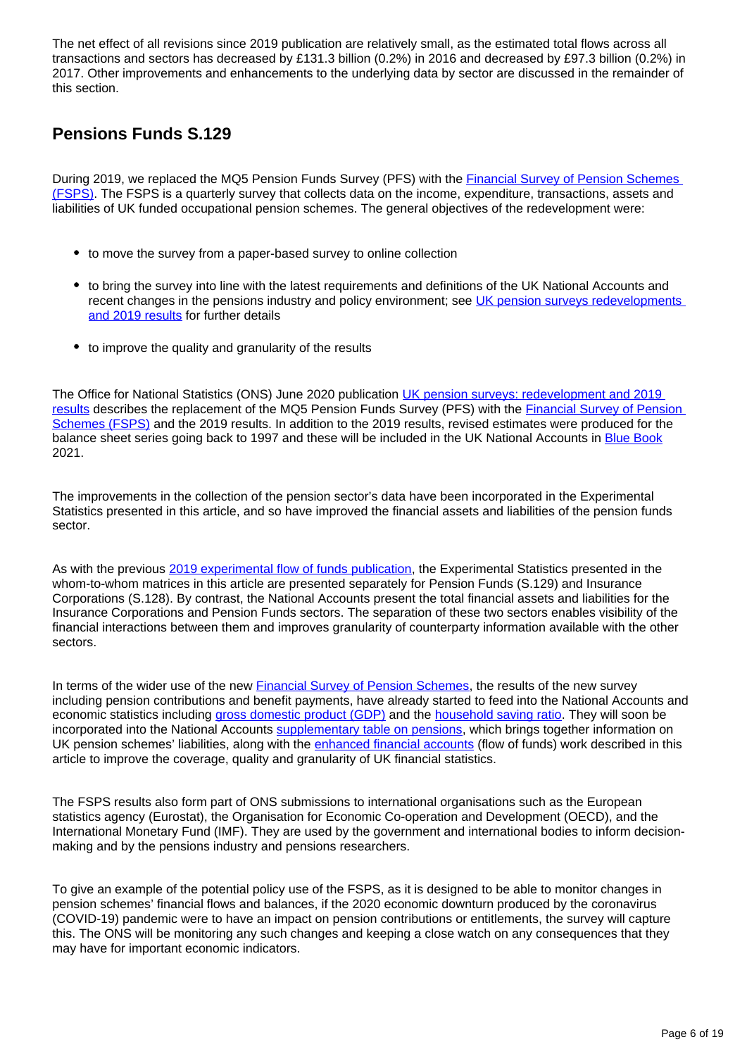The net effect of all revisions since 2019 publication are relatively small, as the estimated total flows across all transactions and sectors has decreased by £131.3 billion (0.2%) in 2016 and decreased by £97.3 billion (0.2%) in 2017. Other improvements and enhancements to the underlying data by sector are discussed in the remainder of this section.

## Pensions Funds S.129

During 2019, we replaced the MQ5 Pension Funds Survey (PFS) with the Financial Survey of Pension Schemes (FSPS). The FSPS is a quarterly survey that collects data on the income, expenditure, transactions, assets and liabilities of UK funded occupational pension schemes. The general objectives of the redevelopment were:

- to move the survey from a paper-based survey to online collection
- to bring the survey into line with the latest requirements and definitions of the UK National Accounts and recent changes in the pensions industry and policy environment; see UK pension surveys redevelopments and 2019 results for further details
- to improve the quality and granularity of the results

The Office for National Statistics (ONS) June 2020 publication UK pension surveys: redevelopment and 2019 results describes the replacement of the MQ5 Pension Funds Survey (PFS) with the Financial Survey of Pension Schemes (FSPS) and the 2019 results. In addition to the 2019 results, revised estimates were produced for the balance sheet series going back to 1997 and these will be included in the UK National Accounts in Blue Book 2021.

The improvements in the collection of the pension sector's data have been incorporated in the Experimental Statistics presented in this article, and so have improved the financial assets and liabilities of the pension funds sector.

As with the previous 2019 experimental flow of funds publication, the Experimental Statistics presented in the whom-to-whom matrices in this article are presented separately for Pension Funds (S.129) and Insurance Corporations (S.128). By contrast, the National Accounts present the total financial assets and liabilities for the Insurance Corporations and Pension Funds sectors. The separation of these two sectors enables visibility of the financial interactions between them and improves granularity of counterparty information available with the other sectors.

In terms of the wider use of the new Financial Survey of Pension Schemes, the results of the new survey including pension contributions and benefit payments, have already started to feed into the National Accounts and economic statistics including gross domestic product (GDP) and the household saving ratio. They will soon be incorporated into the National Accounts supplementary table on pensions, which brings together information on UK pension schemes' liabilities, along with the enhanced financial accounts (flow of funds) work described in this article to improve the coverage, quality and granularity of UK financial statistics.

The FSPS results also form part of ONS submissions to international organisations such as the European statistics agency (Eurostat), the Organisation for Economic Co-operation and Development (OECD), and the International Monetary Fund (IMF). They are used by the government and international bodies to inform decision-making and by the pensions industry and pensions researchers.

To give an example of the potential policy use of the FSPS, as it is designed to be able to monitor changes in pension schemes' financial flows and balances, if the 2020 economic downturn produced by the coronavirus (COVID-19) pandemic were to have an impact on pension contributions or entitlements, the survey will capture this. The ONS will be monitoring any such changes and keeping a close watch on any consequences that they may have for important economic indicators.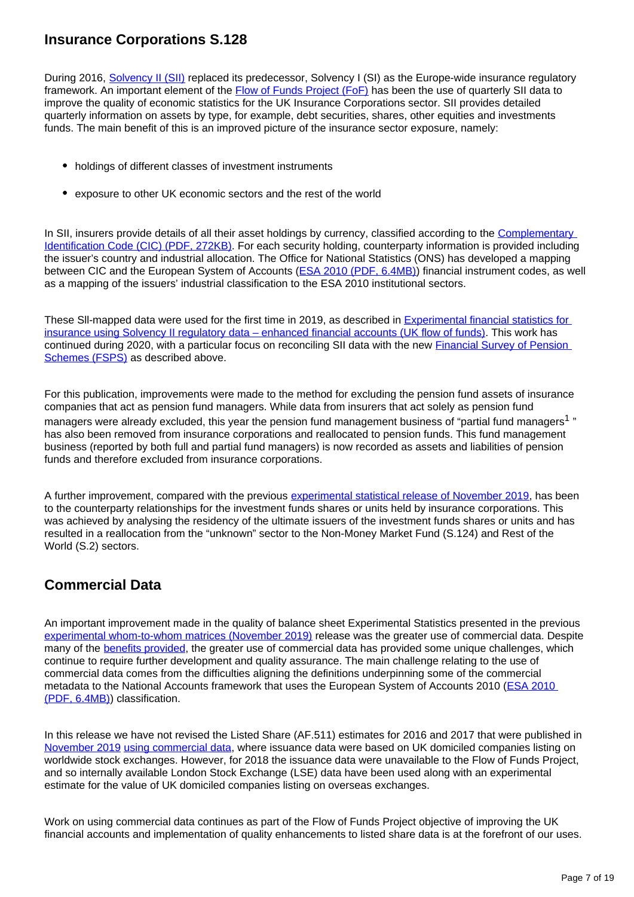## Insurance Corporations S.128

During 2016, Solvency II (SII) replaced its predecessor, Solvency I (SI) as the Europe-wide insurance regulatory framework. An important element of the Flow of Funds Project (FoF) has been the use of quarterly SII data to improve the quality of economic statistics for the UK Insurance Corporations sector. SII provides detailed quarterly information on assets by type, for example, debt securities, shares, other equities and investments funds. The main benefit of this is an improved picture of the insurance sector exposure, namely:

- holdings of different classes of investment instruments
- exposure to other UK economic sectors and the rest of the world

In SII, insurers provide details of all their asset holdings by currency, classified according to the Complementary Identification Code (CIC) (PDF, 272KB). For each security holding, counterparty information is provided including the issuer's country and industrial allocation. The Office for National Statistics (ONS) has developed a mapping between CIC and the European System of Accounts (ESA 2010 (PDF, 6.4MB)) financial instrument codes, as well as a mapping of the issuers' industrial classification to the ESA 2010 institutional sectors.

These SII-mapped data were used for the first time in 2019, as described in Experimental financial statistics for insurance using Solvency II regulatory data – enhanced financial accounts (UK flow of funds). This work has continued during 2020, with a particular focus on reconciling SII data with the new Financial Survey of Pension Schemes (FSPS) as described above.

For this publication, improvements were made to the method for excluding the pension fund assets of insurance companies that act as pension fund managers. While data from insurers that act solely as pension fund managers were already excluded, this year the pension fund management business of "partial fund managers[1] " has also been removed from insurance corporations and reallocated to pension funds. This fund management business (reported by both full and partial fund managers) is now recorded as assets and liabilities of pension funds and therefore excluded from insurance corporations.

A further improvement, compared with the previous experimental statistical release of November 2019, has been to the counterparty relationships for the investment funds shares or units held by insurance corporations. This was achieved by analysing the residency of the ultimate issuers of the investment funds shares or units and has resulted in a reallocation from the "unknown" sector to the Non-Money Market Fund (S.124) and Rest of the World (S.2) sectors.

## Commercial Data

An important improvement made in the quality of balance sheet Experimental Statistics presented in the previous experimental whom-to-whom matrices (November 2019) release was the greater use of commercial data. Despite many of the benefits provided, the greater use of commercial data has provided some unique challenges, which continue to require further development and quality assurance. The main challenge relating to the use of commercial data comes from the difficulties aligning the definitions underpinning some of the commercial metadata to the National Accounts framework that uses the European System of Accounts 2010 (ESA 2010 (PDF, 6.4MB)) classification.

In this release we have not revised the Listed Share (AF.511) estimates for 2016 and 2017 that were published in November 2019 using commercial data, where issuance data were based on UK domiciled companies listing on worldwide stock exchanges. However, for 2018 the issuance data were unavailable to the Flow of Funds Project, and so internally available London Stock Exchange (LSE) data have been used along with an experimental estimate for the value of UK domiciled companies listing on overseas exchanges.

Work on using commercial data continues as part of the Flow of Funds Project objective of improving the UK financial accounts and implementation of quality enhancements to listed share data is at the forefront of our uses.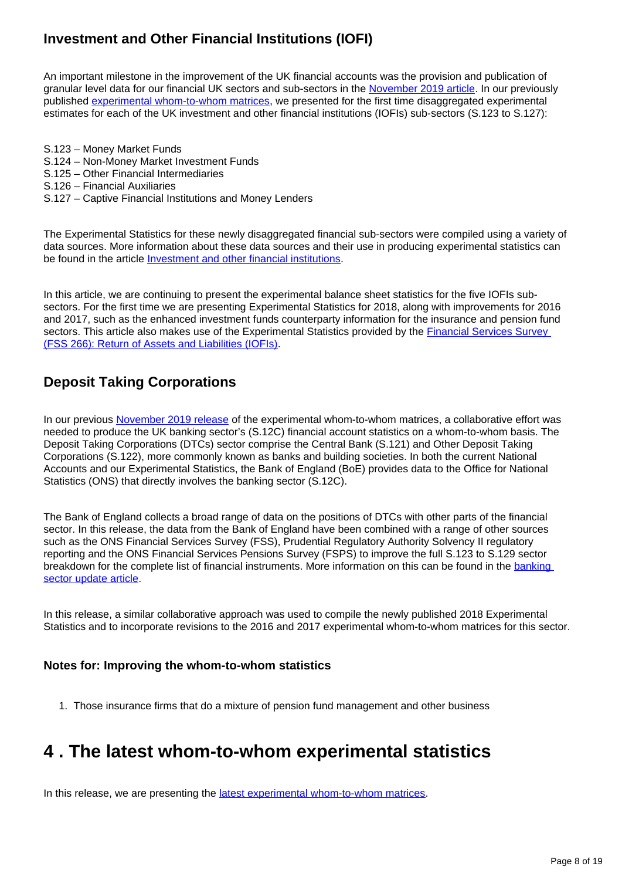### Investment and Other Financial Institutions (IOFI)

An important milestone in the improvement of the UK financial accounts was the provision and publication of granular level data for our financial UK sectors and sub-sectors in the November 2019 article. In our previously published experimental whom-to-whom matrices, we presented for the first time disaggregated experimental estimates for each of the UK investment and other financial institutions (IOFIs) sub-sectors (S.123 to S.127):

S.123 – Money Market Funds
S.124 – Non-Money Market Investment Funds
S.125 – Other Financial Intermediaries
S.126 – Financial Auxiliaries
S.127 – Captive Financial Institutions and Money Lenders

The Experimental Statistics for these newly disaggregated financial sub-sectors were compiled using a variety of data sources. More information about these data sources and their use in producing experimental statistics can be found in the article Investment and other financial institutions.

In this article, we are continuing to present the experimental balance sheet statistics for the five IOFIs sub-sectors. For the first time we are presenting Experimental Statistics for 2018, along with improvements for 2016 and 2017, such as the enhanced investment funds counterparty information for the insurance and pension fund sectors. This article also makes use of the Experimental Statistics provided by the Financial Services Survey (FSS 266): Return of Assets and Liabilities (IOFIs).

### Deposit Taking Corporations

In our previous November 2019 release of the experimental whom-to-whom matrices, a collaborative effort was needed to produce the UK banking sector's (S.12C) financial account statistics on a whom-to-whom basis. The Deposit Taking Corporations (DTCs) sector comprise the Central Bank (S.121) and Other Deposit Taking Corporations (S.122), more commonly known as banks and building societies. In both the current National Accounts and our Experimental Statistics, the Bank of England (BoE) provides data to the Office for National Statistics (ONS) that directly involves the banking sector (S.12C).

The Bank of England collects a broad range of data on the positions of DTCs with other parts of the financial sector. In this release, the data from the Bank of England have been combined with a range of other sources such as the ONS Financial Services Survey (FSS), Prudential Regulatory Authority Solvency II regulatory reporting and the ONS Financial Services Pensions Survey (FSPS) to improve the full S.123 to S.129 sector breakdown for the complete list of financial instruments. More information on this can be found in the banking sector update article.

In this release, a similar collaborative approach was used to compile the newly published 2018 Experimental Statistics and to incorporate revisions to the 2016 and 2017 experimental whom-to-whom matrices for this sector.

#### Notes for: Improving the whom-to-whom statistics

1. Those insurance firms that do a mixture of pension fund management and other business

# 4 . The latest whom-to-whom experimental statistics

In this release, we are presenting the latest experimental whom-to-whom matrices.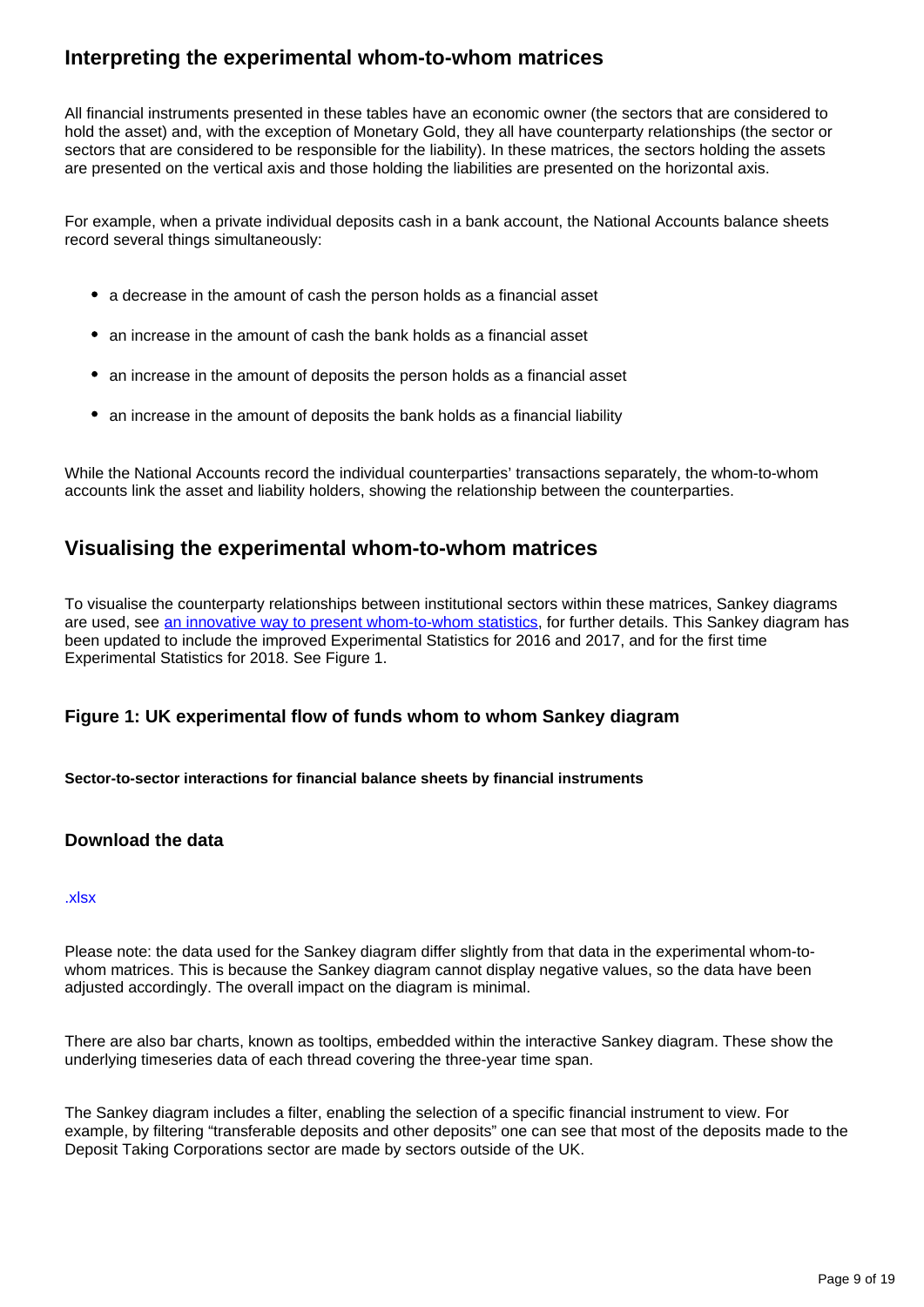## Interpreting the experimental whom-to-whom matrices

All financial instruments presented in these tables have an economic owner (the sectors that are considered to hold the asset) and, with the exception of Monetary Gold, they all have counterparty relationships (the sector or sectors that are considered to be responsible for the liability). In these matrices, the sectors holding the assets are presented on the vertical axis and those holding the liabilities are presented on the horizontal axis.

For example, when a private individual deposits cash in a bank account, the National Accounts balance sheets record several things simultaneously:

- a decrease in the amount of cash the person holds as a financial asset
- an increase in the amount of cash the bank holds as a financial asset
- an increase in the amount of deposits the person holds as a financial asset
- an increase in the amount of deposits the bank holds as a financial liability

While the National Accounts record the individual counterparties' transactions separately, the whom-to-whom accounts link the asset and liability holders, showing the relationship between the counterparties.

## Visualising the experimental whom-to-whom matrices

To visualise the counterparty relationships between institutional sectors within these matrices, Sankey diagrams are used, see [an innovative way to present whom-to-whom statistics], for further details. This Sankey diagram has been updated to include the improved Experimental Statistics for 2016 and 2017, and for the first time Experimental Statistics for 2018. See Figure 1.

### Figure 1: UK experimental flow of funds whom to whom Sankey diagram

**Sector-to-sector interactions for financial balance sheets by financial instruments**

### Download the data

.xlsx

Please note: the data used for the Sankey diagram differ slightly from that data in the experimental whom-to-whom matrices. This is because the Sankey diagram cannot display negative values, so the data have been adjusted accordingly. The overall impact on the diagram is minimal.

There are also bar charts, known as tooltips, embedded within the interactive Sankey diagram. These show the underlying timeseries data of each thread covering the three-year time span.

The Sankey diagram includes a filter, enabling the selection of a specific financial instrument to view. For example, by filtering "transferable deposits and other deposits" one can see that most of the deposits made to the Deposit Taking Corporations sector are made by sectors outside of the UK.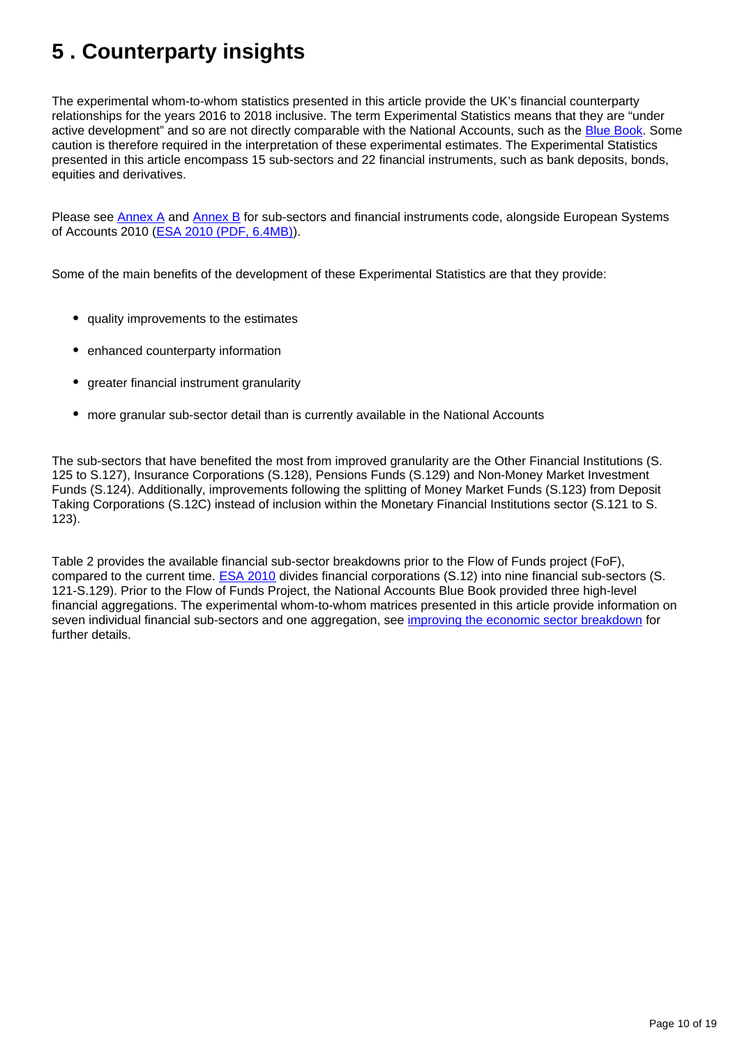# 5 . Counterparty insights

The experimental whom-to-whom statistics presented in this article provide the UK's financial counterparty relationships for the years 2016 to 2018 inclusive. The term Experimental Statistics means that they are "under active development" and so are not directly comparable with the National Accounts, such as the Blue Book. Some caution is therefore required in the interpretation of these experimental estimates. The Experimental Statistics presented in this article encompass 15 sub-sectors and 22 financial instruments, such as bank deposits, bonds, equities and derivatives.

Please see Annex A and Annex B for sub-sectors and financial instruments code, alongside European Systems of Accounts 2010 (ESA 2010 (PDF, 6.4MB)).

Some of the main benefits of the development of these Experimental Statistics are that they provide:

- quality improvements to the estimates
- enhanced counterparty information
- greater financial instrument granularity
- more granular sub-sector detail than is currently available in the National Accounts

The sub-sectors that have benefited the most from improved granularity are the Other Financial Institutions (S. 125 to S.127), Insurance Corporations (S.128), Pensions Funds (S.129) and Non-Money Market Investment Funds (S.124). Additionally, improvements following the splitting of Money Market Funds (S.123) from Deposit Taking Corporations (S.12C) instead of inclusion within the Monetary Financial Institutions sector (S.121 to S. 123).

Table 2 provides the available financial sub-sector breakdowns prior to the Flow of Funds project (FoF), compared to the current time. ESA 2010 divides financial corporations (S.12) into nine financial sub-sectors (S. 121-S.129). Prior to the Flow of Funds Project, the National Accounts Blue Book provided three high-level financial aggregations. The experimental whom-to-whom matrices presented in this article provide information on seven individual financial sub-sectors and one aggregation, see improving the economic sector breakdown for further details.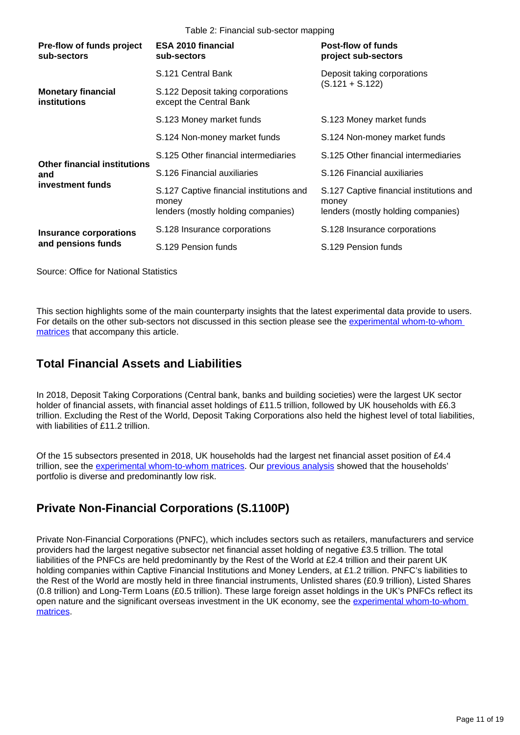Table 2: Financial sub-sector mapping

| Pre-flow of funds project sub-sectors | ESA 2010 financial sub-sectors | Post-flow of funds project sub-sectors |
|---|---|---|
| Monetary financial institutions | S.121 Central Bank | Deposit taking corporations (S.121 + S.122) |
| | S.122 Deposit taking corporations except the Central Bank | |
| Other financial institutions and investment funds | S.123 Money market funds | S.123 Money market funds |
| | S.124 Non-money market funds | S.124 Non-money market funds |
| | S.125 Other financial intermediaries | S.125 Other financial intermediaries |
| | S.126 Financial auxiliaries | S.126 Financial auxiliaries |
| | S.127 Captive financial institutions and money lenders (mostly holding companies) | S.127 Captive financial institutions and money lenders (mostly holding companies) |
| Insurance corporations and pensions funds | S.128 Insurance corporations | S.128 Insurance corporations |
| | S.129 Pension funds | S.129 Pension funds |

Source: Office for National Statistics

This section highlights some of the main counterparty insights that the latest experimental data provide to users. For details on the other sub-sectors not discussed in this section please see the experimental whom-to-whom matrices that accompany this article.

## Total Financial Assets and Liabilities

In 2018, Deposit Taking Corporations (Central bank, banks and building societies) were the largest UK sector holder of financial assets, with financial asset holdings of £11.5 trillion, followed by UK households with £6.3 trillion. Excluding the Rest of the World, Deposit Taking Corporations also held the highest level of total liabilities, with liabilities of £11.2 trillion.

Of the 15 subsectors presented in 2018, UK households had the largest net financial asset position of £4.4 trillion, see the experimental whom-to-whom matrices. Our previous analysis showed that the households' portfolio is diverse and predominantly low risk.

## Private Non-Financial Corporations (S.1100P)

Private Non-Financial Corporations (PNFC), which includes sectors such as retailers, manufacturers and service providers had the largest negative subsector net financial asset holding of negative £3.5 trillion. The total liabilities of the PNFCs are held predominantly by the Rest of the World at £2.4 trillion and their parent UK holding companies within Captive Financial Institutions and Money Lenders, at £1.2 trillion. PNFC's liabilities to the Rest of the World are mostly held in three financial instruments, Unlisted shares (£0.9 trillion), Listed Shares (0.8 trillion) and Long-Term Loans (£0.5 trillion). These large foreign asset holdings in the UK's PNFCs reflect its open nature and the significant overseas investment in the UK economy, see the experimental whom-to-whom matrices.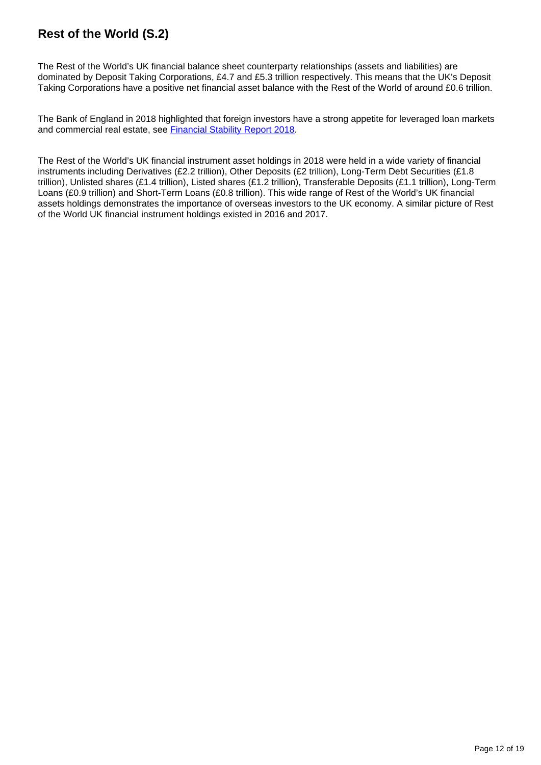## Rest of the World (S.2)

The Rest of the World's UK financial balance sheet counterparty relationships (assets and liabilities) are dominated by Deposit Taking Corporations, £4.7 and £5.3 trillion respectively. This means that the UK's Deposit Taking Corporations have a positive net financial asset balance with the Rest of the World of around £0.6 trillion.

The Bank of England in 2018 highlighted that foreign investors have a strong appetite for leveraged loan markets and commercial real estate, see [Financial Stability Report 2018](#).

The Rest of the World's UK financial instrument asset holdings in 2018 were held in a wide variety of financial instruments including Derivatives (£2.2 trillion), Other Deposits (£2 trillion), Long-Term Debt Securities (£1.8 trillion), Unlisted shares (£1.4 trillion), Listed shares (£1.2 trillion), Transferable Deposits (£1.1 trillion), Long-Term Loans (£0.9 trillion) and Short-Term Loans (£0.8 trillion). This wide range of Rest of the World's UK financial assets holdings demonstrates the importance of overseas investors to the UK economy. A similar picture of Rest of the World UK financial instrument holdings existed in 2016 and 2017.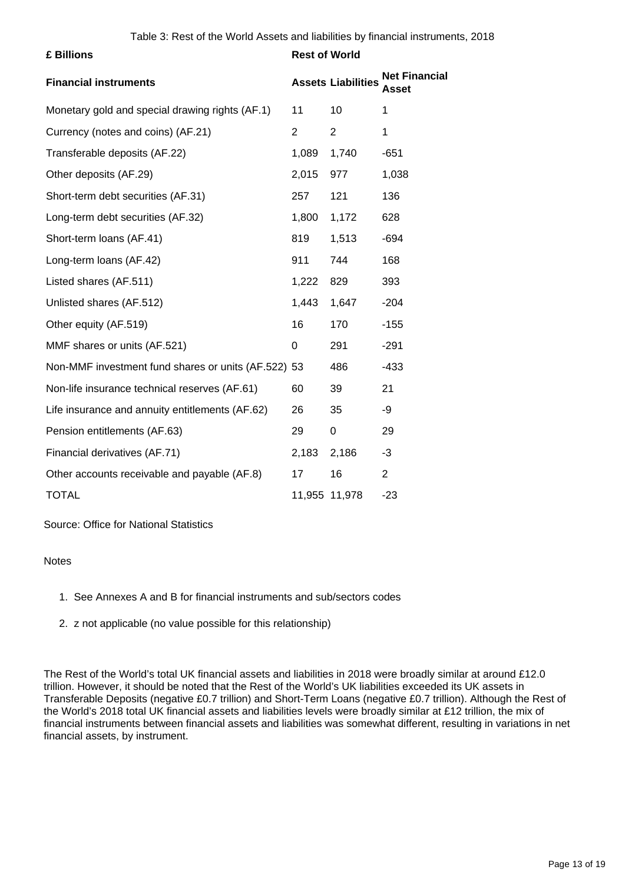Table 3: Rest of the World Assets and liabilities by financial instruments, 2018

| **£ Billions** | **Rest of World** | | |
|---|---|---|---|
| **Financial instruments** | **Assets** | **Liabilities** | **Net Financial Asset** |
| Monetary gold and special drawing rights (AF.1) | 11 | 10 | 1 |
| Currency (notes and coins) (AF.21) | 2 | 2 | 1 |
| Transferable deposits (AF.22) | 1,089 | 1,740 | -651 |
| Other deposits (AF.29) | 2,015 | 977 | 1,038 |
| Short-term debt securities (AF.31) | 257 | 121 | 136 |
| Long-term debt securities (AF.32) | 1,800 | 1,172 | 628 |
| Short-term loans (AF.41) | 819 | 1,513 | -694 |
| Long-term loans (AF.42) | 911 | 744 | 168 |
| Listed shares (AF.511) | 1,222 | 829 | 393 |
| Unlisted shares (AF.512) | 1,443 | 1,647 | -204 |
| Other equity (AF.519) | 16 | 170 | -155 |
| MMF shares or units (AF.521) | 0 | 291 | -291 |
| Non-MMF investment fund shares or units (AF.522) | 53 | 486 | -433 |
| Non-life insurance technical reserves (AF.61) | 60 | 39 | 21 |
| Life insurance and annuity entitlements (AF.62) | 26 | 35 | -9 |
| Pension entitlements (AF.63) | 29 | 0 | 29 |
| Financial derivatives (AF.71) | 2,183 | 2,186 | -3 |
| Other accounts receivable and payable (AF.8) | 17 | 16 | 2 |
| TOTAL | 11,955 | 11,978 | -23 |

Source: Office for National Statistics

Notes

1. See Annexes A and B for financial instruments and sub/sectors codes
2. z not applicable (no value possible for this relationship)

The Rest of the World's total UK financial assets and liabilities in 2018 were broadly similar at around £12.0 trillion. However, it should be noted that the Rest of the World's UK liabilities exceeded its UK assets in Transferable Deposits (negative £0.7 trillion) and Short-Term Loans (negative £0.7 trillion). Although the Rest of the World's 2018 total UK financial assets and liabilities levels were broadly similar at £12 trillion, the mix of financial instruments between financial assets and liabilities was somewhat different, resulting in variations in net financial assets, by instrument.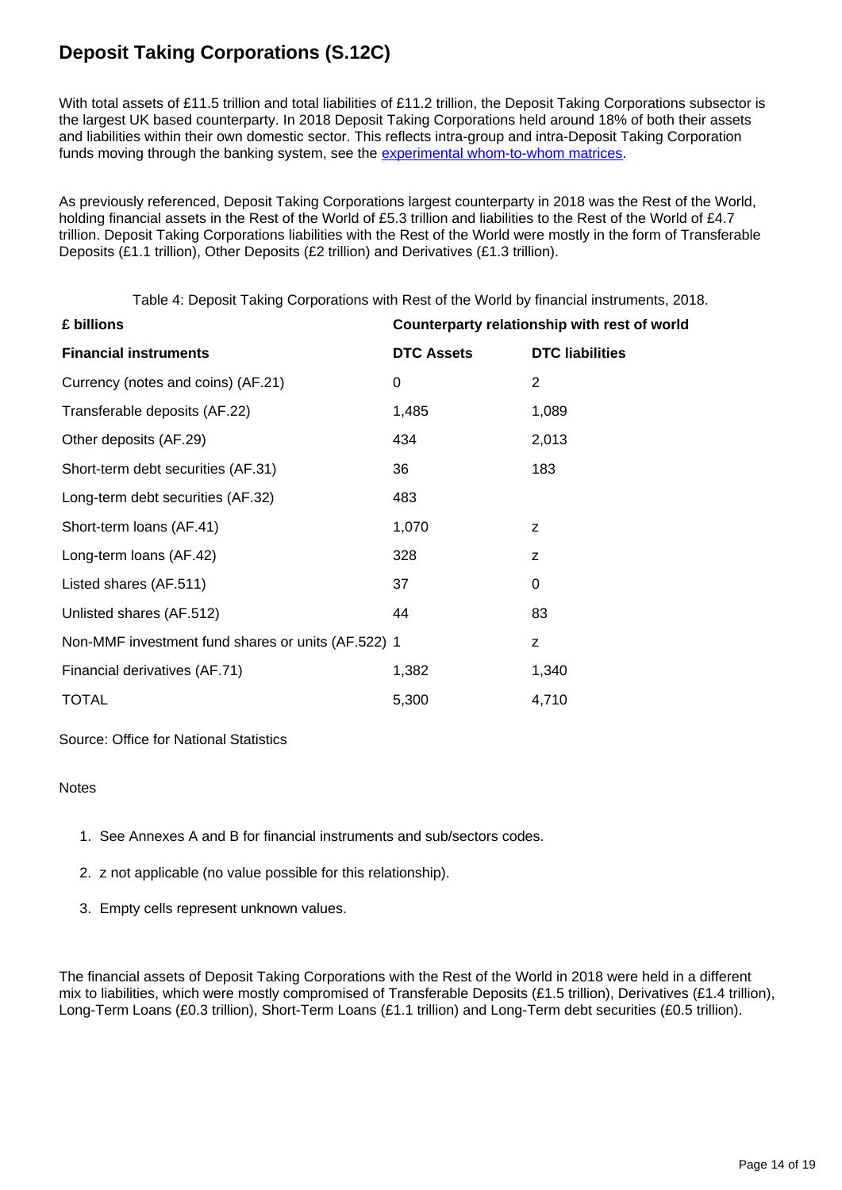## Deposit Taking Corporations (S.12C)

With total assets of £11.5 trillion and total liabilities of £11.2 trillion, the Deposit Taking Corporations subsector is the largest UK based counterparty. In 2018 Deposit Taking Corporations held around 18% of both their assets and liabilities within their own domestic sector. This reflects intra-group and intra-Deposit Taking Corporation funds moving through the banking system, see the [experimental whom-to-whom matrices](experimental whom-to-whom matrices).

As previously referenced, Deposit Taking Corporations largest counterparty in 2018 was the Rest of the World, holding financial assets in the Rest of the World of £5.3 trillion and liabilities to the Rest of the World of £4.7 trillion. Deposit Taking Corporations liabilities with the Rest of the World were mostly in the form of Transferable Deposits (£1.1 trillion), Other Deposits (£2 trillion) and Derivatives (£1.3 trillion).

Table 4: Deposit Taking Corporations with Rest of the World by financial instruments, 2018.

| £ billions | Counterparty relationship with rest of world | |
|---|---|---|
| **Financial instruments** | **DTC Assets** | **DTC liabilities** |
| Currency (notes and coins) (AF.21) | 0 | 2 |
| Transferable deposits (AF.22) | 1,485 | 1,089 |
| Other deposits (AF.29) | 434 | 2,013 |
| Short-term debt securities (AF.31) | 36 | 183 |
| Long-term debt securities (AF.32) | 483 | |
| Short-term loans (AF.41) | 1,070 | z |
| Long-term loans (AF.42) | 328 | z |
| Listed shares (AF.511) | 37 | 0 |
| Unlisted shares (AF.512) | 44 | 83 |
| Non-MMF investment fund shares or units (AF.522) | 1 | z |
| Financial derivatives (AF.71) | 1,382 | 1,340 |
| TOTAL | 5,300 | 4,710 |

Source: Office for National Statistics

Notes

1. See Annexes A and B for financial instruments and sub/sectors codes.
2. z not applicable (no value possible for this relationship).
3. Empty cells represent unknown values.

The financial assets of Deposit Taking Corporations with the Rest of the World in 2018 were held in a different mix to liabilities, which were mostly compromised of Transferable Deposits (£1.5 trillion), Derivatives (£1.4 trillion), Long-Term Loans (£0.3 trillion), Short-Term Loans (£1.1 trillion) and Long-Term debt securities (£0.5 trillion).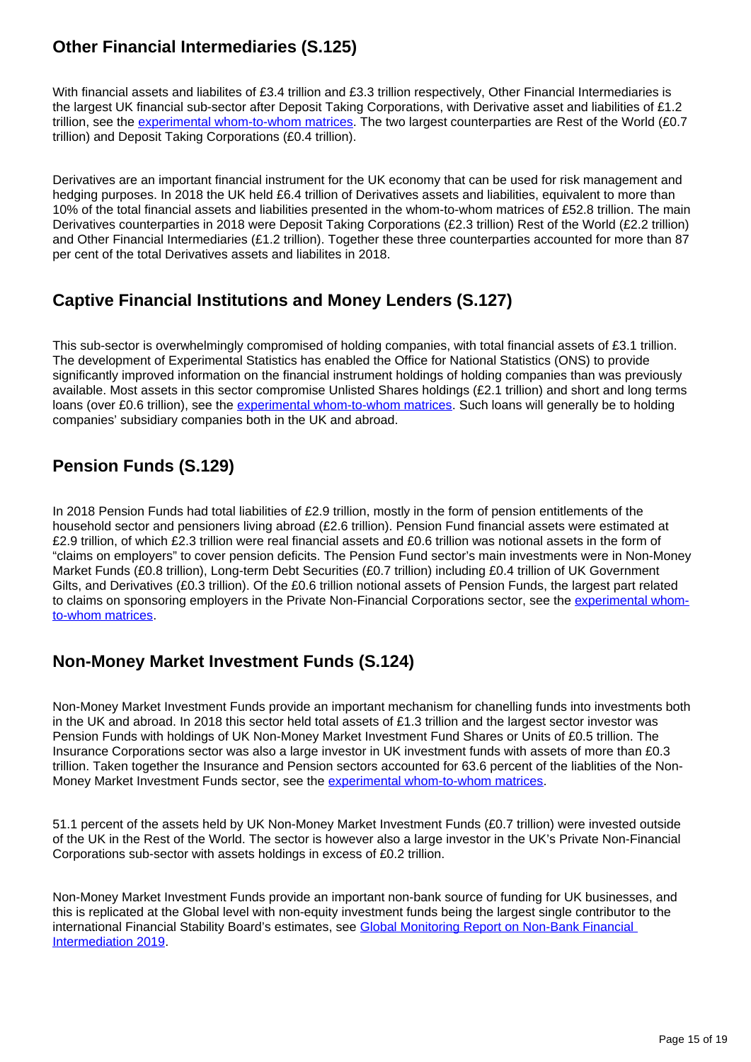## Other Financial Intermediaries (S.125)

With financial assets and liabilites of £3.4 trillion and £3.3 trillion respectively, Other Financial Intermediaries is the largest UK financial sub-sector after Deposit Taking Corporations, with Derivative asset and liabilities of £1.2 trillion, see the [experimental whom-to-whom matrices](). The two largest counterparties are Rest of the World (£0.7 trillion) and Deposit Taking Corporations (£0.4 trillion).

Derivatives are an important financial instrument for the UK economy that can be used for risk management and hedging purposes. In 2018 the UK held £6.4 trillion of Derivatives assets and liabilities, equivalent to more than 10% of the total financial assets and liabilities presented in the whom-to-whom matrices of £52.8 trillion. The main Derivatives counterparties in 2018 were Deposit Taking Corporations (£2.3 trillion) Rest of the World (£2.2 trillion) and Other Financial Intermediaries (£1.2 trillion). Together these three counterparties accounted for more than 87 per cent of the total Derivatives assets and liabilites in 2018.

## Captive Financial Institutions and Money Lenders (S.127)

This sub-sector is overwhelmingly compromised of holding companies, with total financial assets of £3.1 trillion. The development of Experimental Statistics has enabled the Office for National Statistics (ONS) to provide significantly improved information on the financial instrument holdings of holding companies than was previously available. Most assets in this sector compromise Unlisted Shares holdings (£2.1 trillion) and short and long terms loans (over £0.6 trillion), see the [experimental whom-to-whom matrices](). Such loans will generally be to holding companies' subsidiary companies both in the UK and abroad.

## Pension Funds (S.129)

In 2018 Pension Funds had total liabilities of £2.9 trillion, mostly in the form of pension entitlements of the household sector and pensioners living abroad (£2.6 trillion). Pension Fund financial assets were estimated at £2.9 trillion, of which £2.3 trillion were real financial assets and £0.6 trillion was notional assets in the form of "claims on employers" to cover pension deficits. The Pension Fund sector's main investments were in Non-Money Market Funds (£0.8 trillion), Long-term Debt Securities (£0.7 trillion) including £0.4 trillion of UK Government Gilts, and Derivatives (£0.3 trillion). Of the £0.6 trillion notional assets of Pension Funds, the largest part related to claims on sponsoring employers in the Private Non-Financial Corporations sector, see the [experimental whom-to-whom matrices]().

## Non-Money Market Investment Funds (S.124)

Non-Money Market Investment Funds provide an important mechanism for chanelling funds into investments both in the UK and abroad. In 2018 this sector held total assets of £1.3 trillion and the largest sector investor was Pension Funds with holdings of UK Non-Money Market Investment Fund Shares or Units of £0.5 trillion. The Insurance Corporations sector was also a large investor in UK investment funds with assets of more than £0.3 trillion. Taken together the Insurance and Pension sectors accounted for 63.6 percent of the liablities of the Non-Money Market Investment Funds sector, see the [experimental whom-to-whom matrices]().

51.1 percent of the assets held by UK Non-Money Market Investment Funds (£0.7 trillion) were invested outside of the UK in the Rest of the World. The sector is however also a large investor in the UK's Private Non-Financial Corporations sub-sector with assets holdings in excess of £0.2 trillion.

Non-Money Market Investment Funds provide an important non-bank source of funding for UK businesses, and this is replicated at the Global level with non-equity investment funds being the largest single contributor to the international Financial Stability Board's estimates, see [Global Monitoring Report on Non-Bank Financial Intermediation 2019]().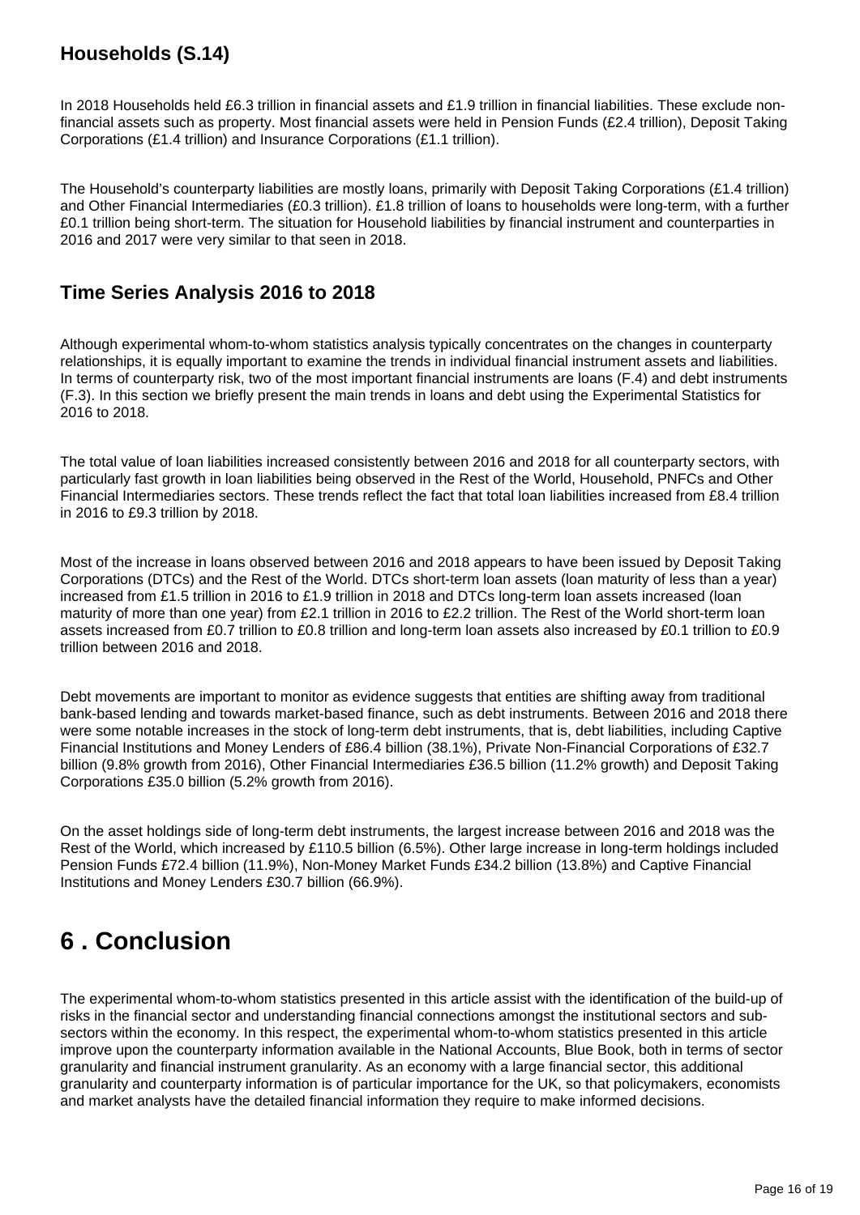### Households (S.14)

In 2018 Households held £6.3 trillion in financial assets and £1.9 trillion in financial liabilities. These exclude non-financial assets such as property. Most financial assets were held in Pension Funds (£2.4 trillion), Deposit Taking Corporations (£1.4 trillion) and Insurance Corporations (£1.1 trillion).

The Household's counterparty liabilities are mostly loans, primarily with Deposit Taking Corporations (£1.4 trillion) and Other Financial Intermediaries (£0.3 trillion). £1.8 trillion of loans to households were long-term, with a further £0.1 trillion being short-term. The situation for Household liabilities by financial instrument and counterparties in 2016 and 2017 were very similar to that seen in 2018.

### Time Series Analysis 2016 to 2018

Although experimental whom-to-whom statistics analysis typically concentrates on the changes in counterparty relationships, it is equally important to examine the trends in individual financial instrument assets and liabilities. In terms of counterparty risk, two of the most important financial instruments are loans (F.4) and debt instruments (F.3). In this section we briefly present the main trends in loans and debt using the Experimental Statistics for 2016 to 2018.

The total value of loan liabilities increased consistently between 2016 and 2018 for all counterparty sectors, with particularly fast growth in loan liabilities being observed in the Rest of the World, Household, PNFCs and Other Financial Intermediaries sectors. These trends reflect the fact that total loan liabilities increased from £8.4 trillion in 2016 to £9.3 trillion by 2018.

Most of the increase in loans observed between 2016 and 2018 appears to have been issued by Deposit Taking Corporations (DTCs) and the Rest of the World. DTCs short-term loan assets (loan maturity of less than a year) increased from £1.5 trillion in 2016 to £1.9 trillion in 2018 and DTCs long-term loan assets increased (loan maturity of more than one year) from £2.1 trillion in 2016 to £2.2 trillion. The Rest of the World short-term loan assets increased from £0.7 trillion to £0.8 trillion and long-term loan assets also increased by £0.1 trillion to £0.9 trillion between 2016 and 2018.

Debt movements are important to monitor as evidence suggests that entities are shifting away from traditional bank-based lending and towards market-based finance, such as debt instruments. Between 2016 and 2018 there were some notable increases in the stock of long-term debt instruments, that is, debt liabilities, including Captive Financial Institutions and Money Lenders of £86.4 billion (38.1%), Private Non-Financial Corporations of £32.7 billion (9.8% growth from 2016), Other Financial Intermediaries £36.5 billion (11.2% growth) and Deposit Taking Corporations £35.0 billion (5.2% growth from 2016).

On the asset holdings side of long-term debt instruments, the largest increase between 2016 and 2018 was the Rest of the World, which increased by £110.5 billion (6.5%). Other large increase in long-term holdings included Pension Funds £72.4 billion (11.9%), Non-Money Market Funds £34.2 billion (13.8%) and Captive Financial Institutions and Money Lenders £30.7 billion (66.9%).

# 6 . Conclusion

The experimental whom-to-whom statistics presented in this article assist with the identification of the build-up of risks in the financial sector and understanding financial connections amongst the institutional sectors and sub-sectors within the economy. In this respect, the experimental whom-to-whom statistics presented in this article improve upon the counterparty information available in the National Accounts, Blue Book, both in terms of sector granularity and financial instrument granularity. As an economy with a large financial sector, this additional granularity and counterparty information is of particular importance for the UK, so that policymakers, economists and market analysts have the detailed financial information they require to make informed decisions.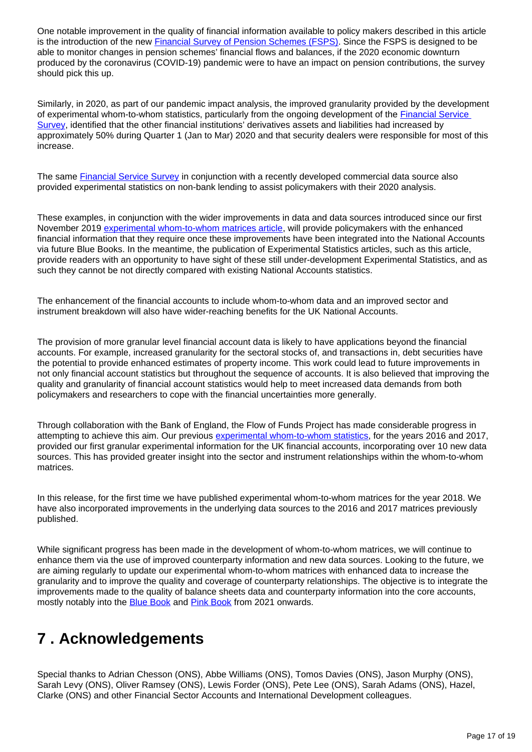One notable improvement in the quality of financial information available to policy makers described in this article is the introduction of the new [Financial Survey of Pension Schemes (FSPS)](). Since the FSPS is designed to be able to monitor changes in pension schemes' financial flows and balances, if the 2020 economic downturn produced by the coronavirus (COVID-19) pandemic were to have an impact on pension contributions, the survey should pick this up.

Similarly, in 2020, as part of our pandemic impact analysis, the improved granularity provided by the development of experimental whom-to-whom statistics, particularly from the ongoing development of the [Financial Service Survey](), identified that the other financial institutions' derivatives assets and liabilities had increased by approximately 50% during Quarter 1 (Jan to Mar) 2020 and that security dealers were responsible for most of this increase.

The same [Financial Service Survey]() in conjunction with a recently developed commercial data source also provided experimental statistics on non-bank lending to assist policymakers with their 2020 analysis.

These examples, in conjunction with the wider improvements in data and data sources introduced since our first November 2019 [experimental whom-to-whom matrices article](), will provide policymakers with the enhanced financial information that they require once these improvements have been integrated into the National Accounts via future Blue Books. In the meantime, the publication of Experimental Statistics articles, such as this article, provide readers with an opportunity to have sight of these still under-development Experimental Statistics, and as such they cannot be not directly compared with existing National Accounts statistics.

The enhancement of the financial accounts to include whom-to-whom data and an improved sector and instrument breakdown will also have wider-reaching benefits for the UK National Accounts.

The provision of more granular level financial account data is likely to have applications beyond the financial accounts. For example, increased granularity for the sectoral stocks of, and transactions in, debt securities have the potential to provide enhanced estimates of property income. This work could lead to future improvements in not only financial account statistics but throughout the sequence of accounts. It is also believed that improving the quality and granularity of financial account statistics would help to meet increased data demands from both policymakers and researchers to cope with the financial uncertainties more generally.

Through collaboration with the Bank of England, the Flow of Funds Project has made considerable progress in attempting to achieve this aim. Our previous [experimental whom-to-whom statistics](), for the years 2016 and 2017, provided our first granular experimental information for the UK financial accounts, incorporating over 10 new data sources. This has provided greater insight into the sector and instrument relationships within the whom-to-whom matrices.

In this release, for the first time we have published experimental whom-to-whom matrices for the year 2018. We have also incorporated improvements in the underlying data sources to the 2016 and 2017 matrices previously published.

While significant progress has been made in the development of whom-to-whom matrices, we will continue to enhance them via the use of improved counterparty information and new data sources. Looking to the future, we are aiming regularly to update our experimental whom-to-whom matrices with enhanced data to increase the granularity and to improve the quality and coverage of counterparty relationships. The objective is to integrate the improvements made to the quality of balance sheets data and counterparty information into the core accounts, mostly notably into the [Blue Book]() and [Pink Book]() from 2021 onwards.

## 7 . Acknowledgements

Special thanks to Adrian Chesson (ONS), Abbe Williams (ONS), Tomos Davies (ONS), Jason Murphy (ONS), Sarah Levy (ONS), Oliver Ramsey (ONS), Lewis Forder (ONS), Pete Lee (ONS), Sarah Adams (ONS), Hazel, Clarke (ONS) and other Financial Sector Accounts and International Development colleagues.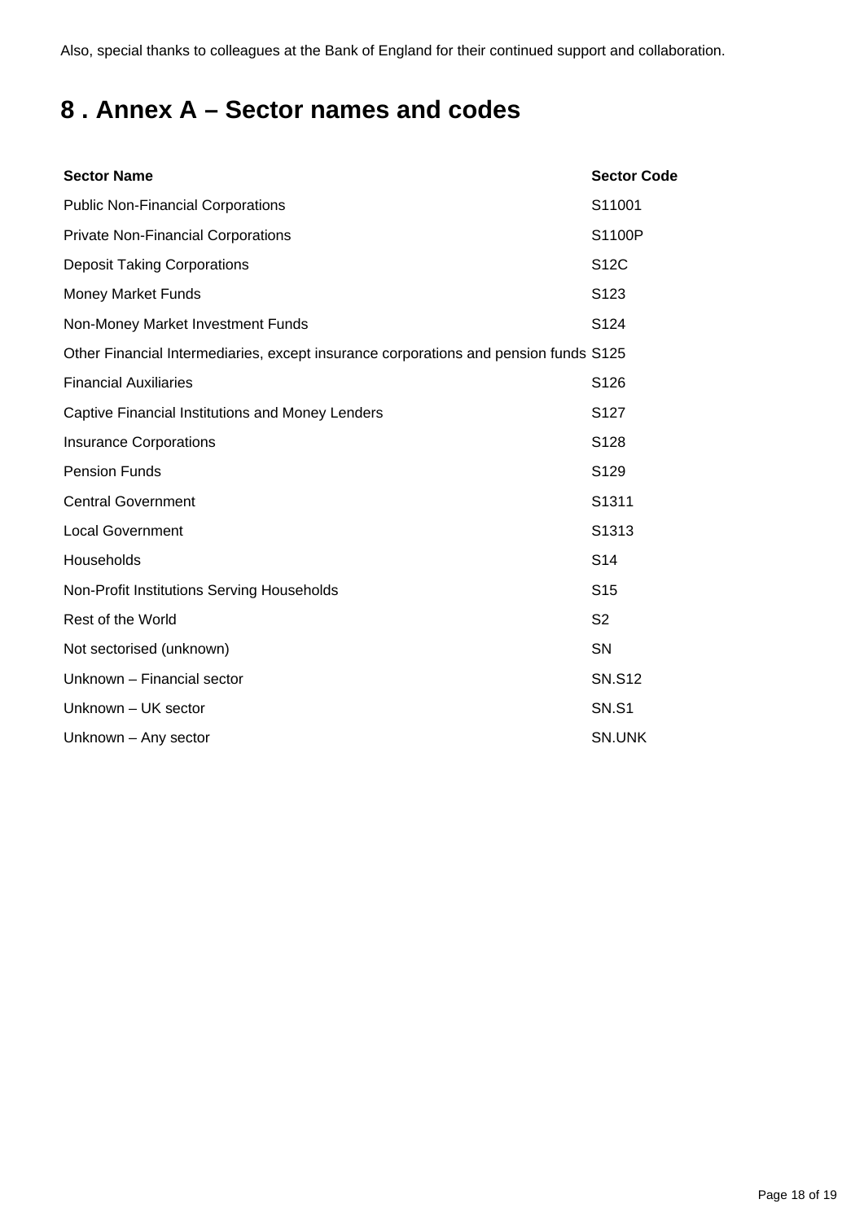Also, special thanks to colleagues at the Bank of England for their continued support and collaboration.

## 8 . Annex A – Sector names and codes

| Sector Name | Sector Code |
| --- | --- |
| Public Non-Financial Corporations | S11001 |
| Private Non-Financial Corporations | S1100P |
| Deposit Taking Corporations | S12C |
| Money Market Funds | S123 |
| Non-Money Market Investment Funds | S124 |
| Other Financial Intermediaries, except insurance corporations and pension funds | S125 |
| Financial Auxiliaries | S126 |
| Captive Financial Institutions and Money Lenders | S127 |
| Insurance Corporations | S128 |
| Pension Funds | S129 |
| Central Government | S1311 |
| Local Government | S1313 |
| Households | S14 |
| Non-Profit Institutions Serving Households | S15 |
| Rest of the World | S2 |
| Not sectorised (unknown) | SN |
| Unknown – Financial sector | SN.S12 |
| Unknown – UK sector | SN.S1 |
| Unknown – Any sector | SN.UNK |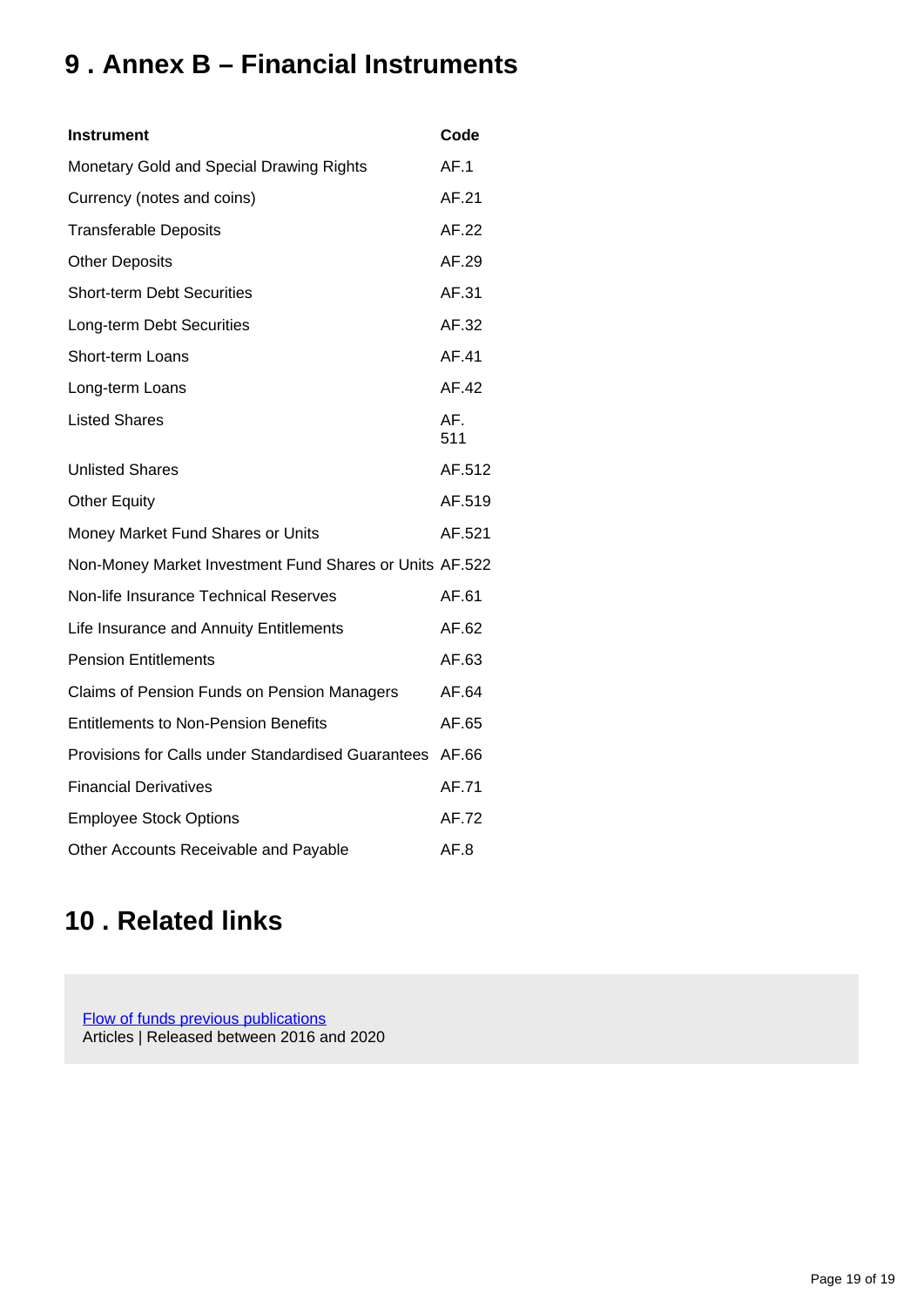## 9 . Annex B – Financial Instruments

| Instrument | Code |
|---|---|
| Monetary Gold and Special Drawing Rights | AF.1 |
| Currency (notes and coins) | AF.21 |
| Transferable Deposits | AF.22 |
| Other Deposits | AF.29 |
| Short-term Debt Securities | AF.31 |
| Long-term Debt Securities | AF.32 |
| Short-term Loans | AF.41 |
| Long-term Loans | AF.42 |
| Listed Shares | AF. 511 |
| Unlisted Shares | AF.512 |
| Other Equity | AF.519 |
| Money Market Fund Shares or Units | AF.521 |
| Non-Money Market Investment Fund Shares or Units | AF.522 |
| Non-life Insurance Technical Reserves | AF.61 |
| Life Insurance and Annuity Entitlements | AF.62 |
| Pension Entitlements | AF.63 |
| Claims of Pension Funds on Pension Managers | AF.64 |
| Entitlements to Non-Pension Benefits | AF.65 |
| Provisions for Calls under Standardised Guarantees | AF.66 |
| Financial Derivatives | AF.71 |
| Employee Stock Options | AF.72 |
| Other Accounts Receivable and Payable | AF.8 |

## 10 . Related links

Flow of funds previous publications
Articles | Released between 2016 and 2020